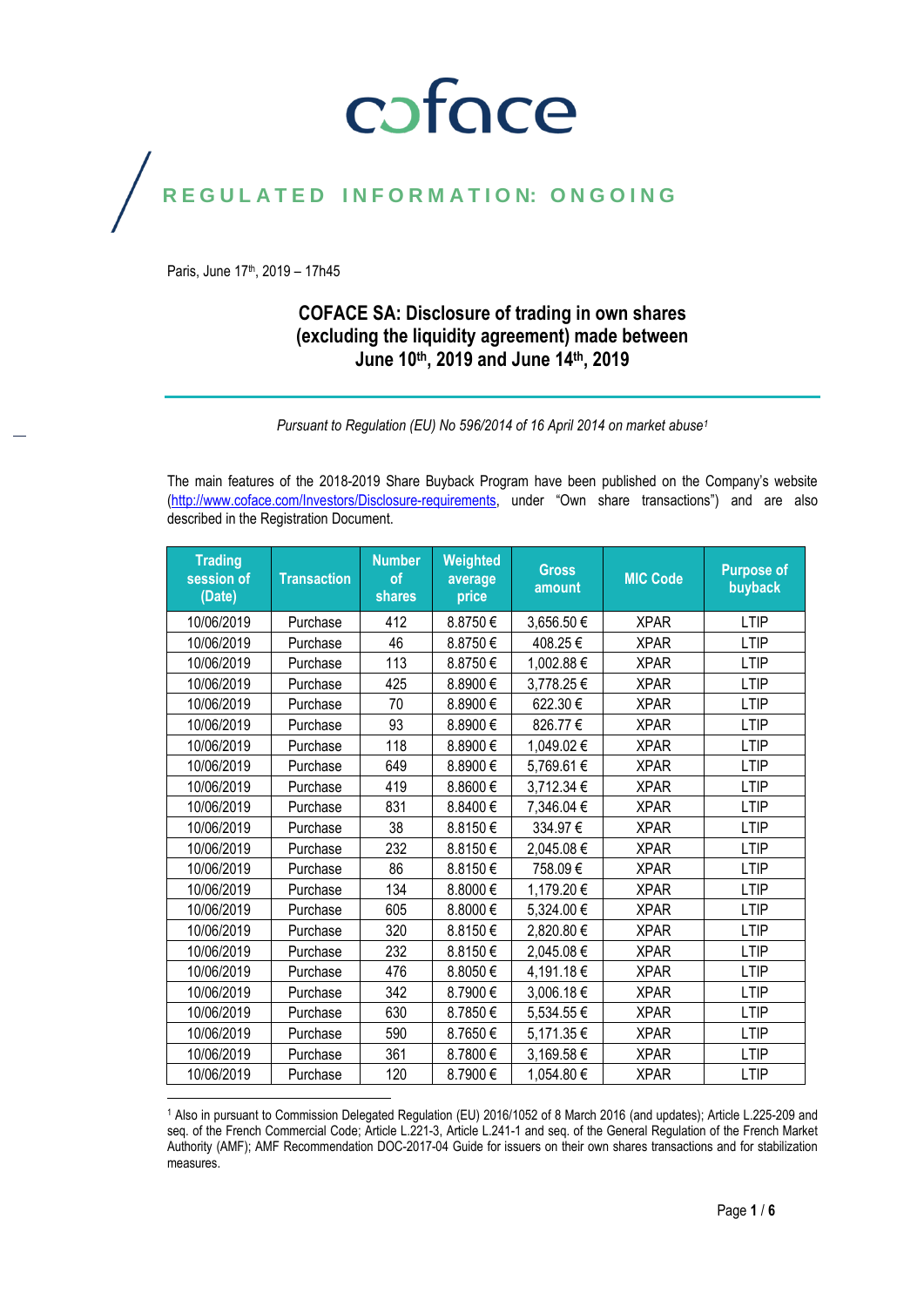coface

REGULATED INFORMATION: ONGOING

Paris, June 17th, 2019 – 17h45

# COFACE SA: Disclosure of trading in own shares (excluding the liquidity agreement) made between June 10th, 2019 and June 14th, 2019

*Pursuant to Regulation (EU) No 596/2014 of 16 April 2014 on market abuse[1]*

The main features of the 2018-2019 Share Buyback Program have been published on the Company's website (http://www.coface.com/Investors/Disclosure-requirements, under "Own share transactions") and are also described in the Registration Document.

| Trading session of (Date) | Transaction | Number of shares | Weighted average price | Gross amount | MIC Code | Purpose of buyback |
|---|---|---|---|---|---|---|
| 10/06/2019 | Purchase | 412 | 8.8750 € | 3,656.50 € | XPAR | LTIP |
| 10/06/2019 | Purchase | 46 | 8.8750 € | 408.25 € | XPAR | LTIP |
| 10/06/2019 | Purchase | 113 | 8.8750 € | 1,002.88 € | XPAR | LTIP |
| 10/06/2019 | Purchase | 425 | 8.8900 € | 3,778.25 € | XPAR | LTIP |
| 10/06/2019 | Purchase | 70 | 8.8900 € | 622.30 € | XPAR | LTIP |
| 10/06/2019 | Purchase | 93 | 8.8900 € | 826.77 € | XPAR | LTIP |
| 10/06/2019 | Purchase | 118 | 8.8900 € | 1,049.02 € | XPAR | LTIP |
| 10/06/2019 | Purchase | 649 | 8.8900 € | 5,769.61 € | XPAR | LTIP |
| 10/06/2019 | Purchase | 419 | 8.8600 € | 3,712.34 € | XPAR | LTIP |
| 10/06/2019 | Purchase | 831 | 8.8400 € | 7,346.04 € | XPAR | LTIP |
| 10/06/2019 | Purchase | 38 | 8.8150 € | 334.97 € | XPAR | LTIP |
| 10/06/2019 | Purchase | 232 | 8.8150 € | 2,045.08 € | XPAR | LTIP |
| 10/06/2019 | Purchase | 86 | 8.8150 € | 758.09 € | XPAR | LTIP |
| 10/06/2019 | Purchase | 134 | 8.8000 € | 1,179.20 € | XPAR | LTIP |
| 10/06/2019 | Purchase | 605 | 8.8000 € | 5,324.00 € | XPAR | LTIP |
| 10/06/2019 | Purchase | 320 | 8.8150 € | 2,820.80 € | XPAR | LTIP |
| 10/06/2019 | Purchase | 232 | 8.8150 € | 2,045.08 € | XPAR | LTIP |
| 10/06/2019 | Purchase | 476 | 8.8050 € | 4,191.18 € | XPAR | LTIP |
| 10/06/2019 | Purchase | 342 | 8.7900 € | 3,006.18 € | XPAR | LTIP |
| 10/06/2019 | Purchase | 630 | 8.7850 € | 5,534.55 € | XPAR | LTIP |
| 10/06/2019 | Purchase | 590 | 8.7650 € | 5,171.35 € | XPAR | LTIP |
| 10/06/2019 | Purchase | 361 | 8.7800 € | 3,169.58 € | XPAR | LTIP |
| 10/06/2019 | Purchase | 120 | 8.7900 € | 1,054.80 € | XPAR | LTIP |

[1] Also in pursuant to Commission Delegated Regulation (EU) 2016/1052 of 8 March 2016 (and updates); Article L.225-209 and seq. of the French Commercial Code; Article L.221-3, Article L.241-1 and seq. of the General Regulation of the French Market Authority (AMF); AMF Recommendation DOC-2017-04 Guide for issuers on their own shares transactions and for stabilization measures.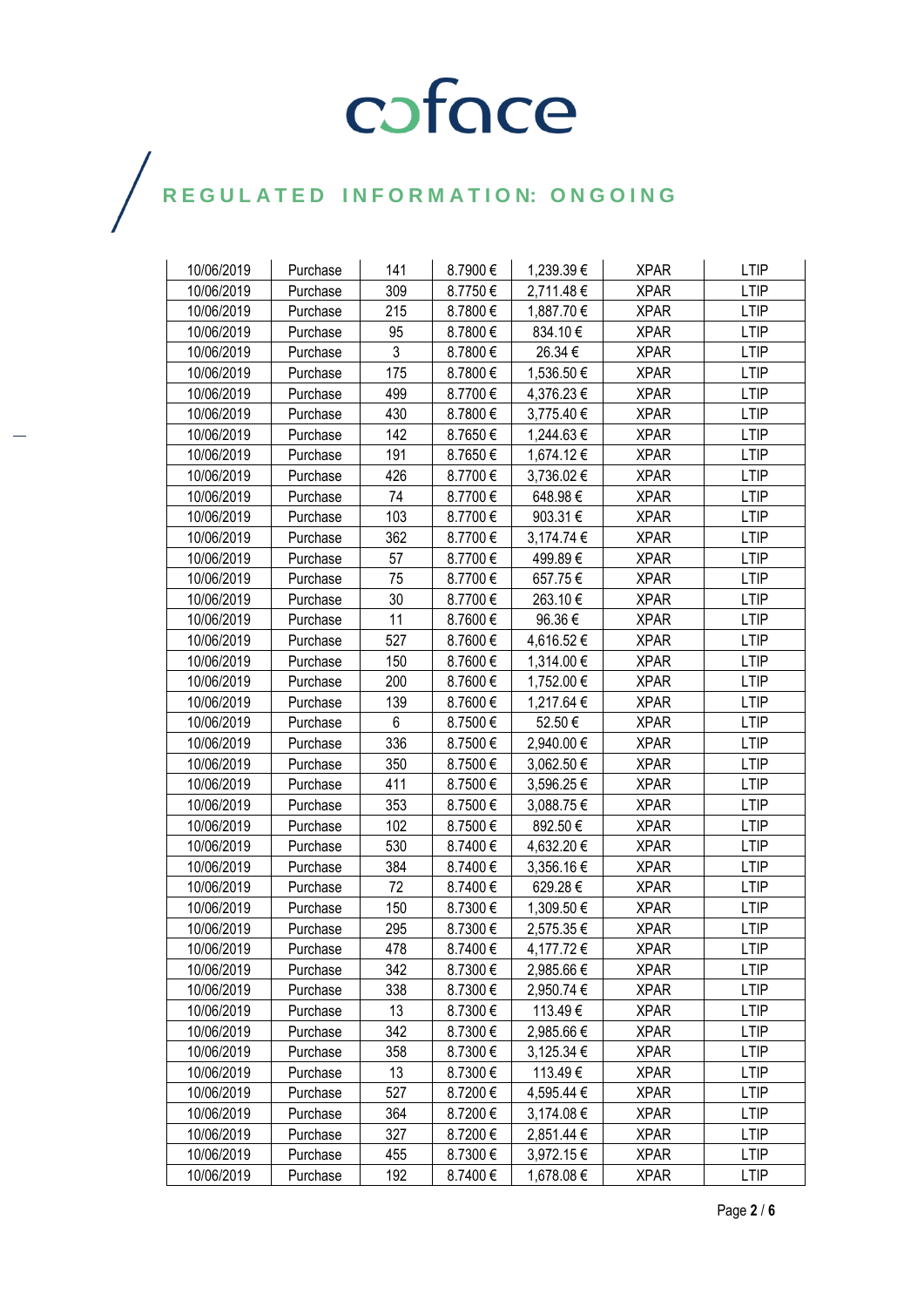# coface

## REGULATED INFORMATION: ONGOING

| | | | | | | |
|---|---|---|---|---|---|---|
| 10/06/2019 | Purchase | 141 | 8.7900 € | 1,239.39 € | XPAR | LTIP |
| 10/06/2019 | Purchase | 309 | 8.7750 € | 2,711.48 € | XPAR | LTIP |
| 10/06/2019 | Purchase | 215 | 8.7800 € | 1,887.70 € | XPAR | LTIP |
| 10/06/2019 | Purchase | 95 | 8.7800 € | 834.10 € | XPAR | LTIP |
| 10/06/2019 | Purchase | 3 | 8.7800 € | 26.34 € | XPAR | LTIP |
| 10/06/2019 | Purchase | 175 | 8.7800 € | 1,536.50 € | XPAR | LTIP |
| 10/06/2019 | Purchase | 499 | 8.7700 € | 4,376.23 € | XPAR | LTIP |
| 10/06/2019 | Purchase | 430 | 8.7800 € | 3,775.40 € | XPAR | LTIP |
| 10/06/2019 | Purchase | 142 | 8.7650 € | 1,244.63 € | XPAR | LTIP |
| 10/06/2019 | Purchase | 191 | 8.7650 € | 1,674.12 € | XPAR | LTIP |
| 10/06/2019 | Purchase | 426 | 8.7700 € | 3,736.02 € | XPAR | LTIP |
| 10/06/2019 | Purchase | 74 | 8.7700 € | 648.98 € | XPAR | LTIP |
| 10/06/2019 | Purchase | 103 | 8.7700 € | 903.31 € | XPAR | LTIP |
| 10/06/2019 | Purchase | 362 | 8.7700 € | 3,174.74 € | XPAR | LTIP |
| 10/06/2019 | Purchase | 57 | 8.7700 € | 499.89 € | XPAR | LTIP |
| 10/06/2019 | Purchase | 75 | 8.7700 € | 657.75 € | XPAR | LTIP |
| 10/06/2019 | Purchase | 30 | 8.7700 € | 263.10 € | XPAR | LTIP |
| 10/06/2019 | Purchase | 11 | 8.7600 € | 96.36 € | XPAR | LTIP |
| 10/06/2019 | Purchase | 527 | 8.7600 € | 4,616.52 € | XPAR | LTIP |
| 10/06/2019 | Purchase | 150 | 8.7600 € | 1,314.00 € | XPAR | LTIP |
| 10/06/2019 | Purchase | 200 | 8.7600 € | 1,752.00 € | XPAR | LTIP |
| 10/06/2019 | Purchase | 139 | 8.7600 € | 1,217.64 € | XPAR | LTIP |
| 10/06/2019 | Purchase | 6 | 8.7500 € | 52.50 € | XPAR | LTIP |
| 10/06/2019 | Purchase | 336 | 8.7500 € | 2,940.00 € | XPAR | LTIP |
| 10/06/2019 | Purchase | 350 | 8.7500 € | 3,062.50 € | XPAR | LTIP |
| 10/06/2019 | Purchase | 411 | 8.7500 € | 3,596.25 € | XPAR | LTIP |
| 10/06/2019 | Purchase | 353 | 8.7500 € | 3,088.75 € | XPAR | LTIP |
| 10/06/2019 | Purchase | 102 | 8.7500 € | 892.50 € | XPAR | LTIP |
| 10/06/2019 | Purchase | 530 | 8.7400 € | 4,632.20 € | XPAR | LTIP |
| 10/06/2019 | Purchase | 384 | 8.7400 € | 3,356.16 € | XPAR | LTIP |
| 10/06/2019 | Purchase | 72 | 8.7400 € | 629.28 € | XPAR | LTIP |
| 10/06/2019 | Purchase | 150 | 8.7300 € | 1,309.50 € | XPAR | LTIP |
| 10/06/2019 | Purchase | 295 | 8.7300 € | 2,575.35 € | XPAR | LTIP |
| 10/06/2019 | Purchase | 478 | 8.7400 € | 4,177.72 € | XPAR | LTIP |
| 10/06/2019 | Purchase | 342 | 8.7300 € | 2,985.66 € | XPAR | LTIP |
| 10/06/2019 | Purchase | 338 | 8.7300 € | 2,950.74 € | XPAR | LTIP |
| 10/06/2019 | Purchase | 13 | 8.7300 € | 113.49 € | XPAR | LTIP |
| 10/06/2019 | Purchase | 342 | 8.7300 € | 2,985.66 € | XPAR | LTIP |
| 10/06/2019 | Purchase | 358 | 8.7300 € | 3,125.34 € | XPAR | LTIP |
| 10/06/2019 | Purchase | 13 | 8.7300 € | 113.49 € | XPAR | LTIP |
| 10/06/2019 | Purchase | 527 | 8.7200 € | 4,595.44 € | XPAR | LTIP |
| 10/06/2019 | Purchase | 364 | 8.7200 € | 3,174.08 € | XPAR | LTIP |
| 10/06/2019 | Purchase | 327 | 8.7200 € | 2,851.44 € | XPAR | LTIP |
| 10/06/2019 | Purchase | 455 | 8.7300 € | 3,972.15 € | XPAR | LTIP |
| 10/06/2019 | Purchase | 192 | 8.7400 € | 1,678.08 € | XPAR | LTIP |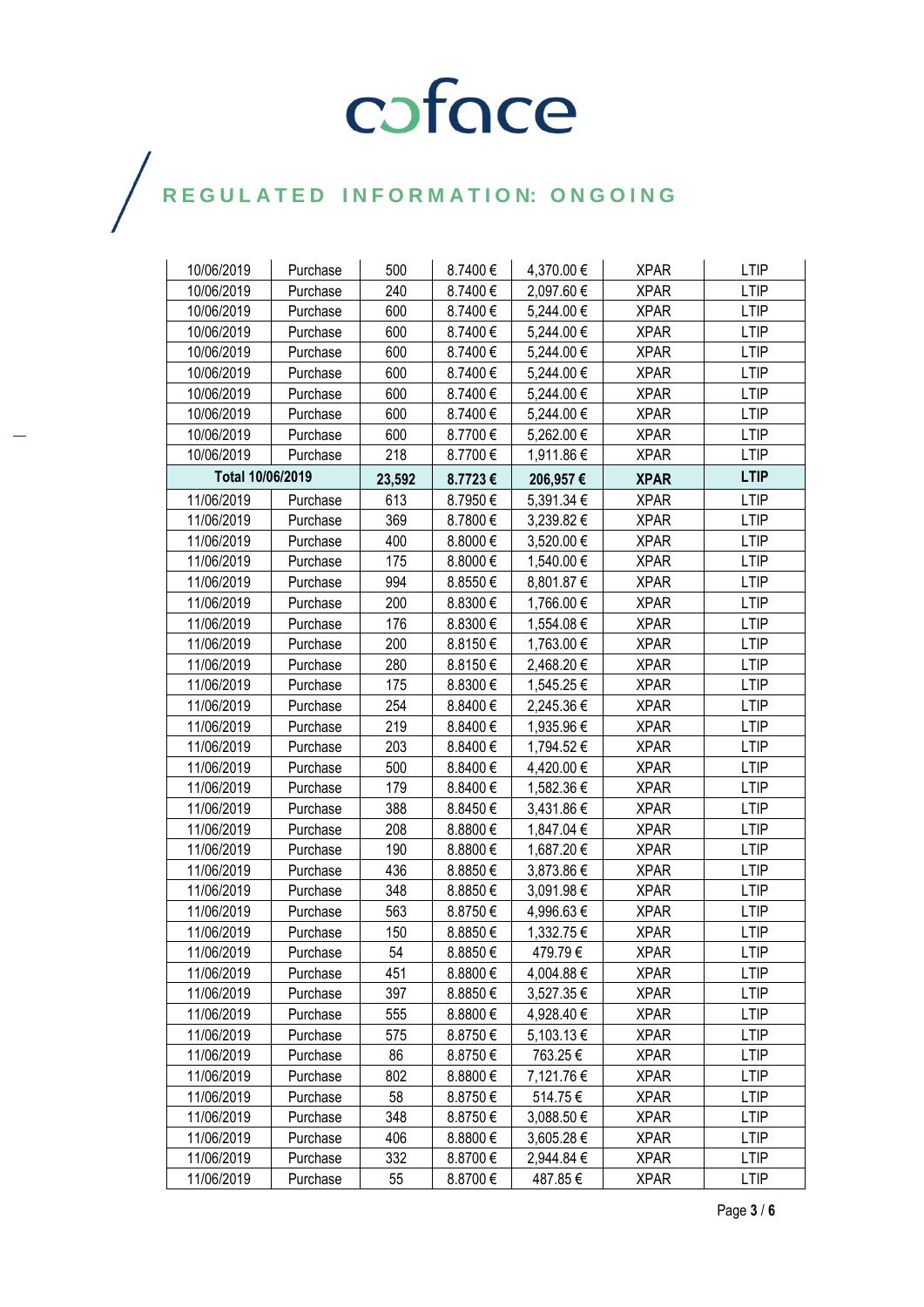# REGULATED INFORMATION: ONGOING

| | | | | | | |
|---|---|---|---|---|---|---|
| 10/06/2019 | Purchase | 500 | 8.7400 € | 4,370.00 € | XPAR | LTIP |
| 10/06/2019 | Purchase | 240 | 8.7400 € | 2,097.60 € | XPAR | LTIP |
| 10/06/2019 | Purchase | 600 | 8.7400 € | 5,244.00 € | XPAR | LTIP |
| 10/06/2019 | Purchase | 600 | 8.7400 € | 5,244.00 € | XPAR | LTIP |
| 10/06/2019 | Purchase | 600 | 8.7400 € | 5,244.00 € | XPAR | LTIP |
| 10/06/2019 | Purchase | 600 | 8.7400 € | 5,244.00 € | XPAR | LTIP |
| 10/06/2019 | Purchase | 600 | 8.7400 € | 5,244.00 € | XPAR | LTIP |
| 10/06/2019 | Purchase | 600 | 8.7400 € | 5,244.00 € | XPAR | LTIP |
| 10/06/2019 | Purchase | 600 | 8.7700 € | 5,262.00 € | XPAR | LTIP |
| 10/06/2019 | Purchase | 218 | 8.7700 € | 1,911.86 € | XPAR | LTIP |
| **Total 10/06/2019** | | **23,592** | **8.7723 €** | **206,957 €** | **XPAR** | **LTIP** |
| 11/06/2019 | Purchase | 613 | 8.7950 € | 5,391.34 € | XPAR | LTIP |
| 11/06/2019 | Purchase | 369 | 8.7800 € | 3,239.82 € | XPAR | LTIP |
| 11/06/2019 | Purchase | 400 | 8.8000 € | 3,520.00 € | XPAR | LTIP |
| 11/06/2019 | Purchase | 175 | 8.8000 € | 1,540.00 € | XPAR | LTIP |
| 11/06/2019 | Purchase | 994 | 8.8550 € | 8,801.87 € | XPAR | LTIP |
| 11/06/2019 | Purchase | 200 | 8.8300 € | 1,766.00 € | XPAR | LTIP |
| 11/06/2019 | Purchase | 176 | 8.8300 € | 1,554.08 € | XPAR | LTIP |
| 11/06/2019 | Purchase | 200 | 8.8150 € | 1,763.00 € | XPAR | LTIP |
| 11/06/2019 | Purchase | 280 | 8.8150 € | 2,468.20 € | XPAR | LTIP |
| 11/06/2019 | Purchase | 175 | 8.8300 € | 1,545.25 € | XPAR | LTIP |
| 11/06/2019 | Purchase | 254 | 8.8400 € | 2,245.36 € | XPAR | LTIP |
| 11/06/2019 | Purchase | 219 | 8.8400 € | 1,935.96 € | XPAR | LTIP |
| 11/06/2019 | Purchase | 203 | 8.8400 € | 1,794.52 € | XPAR | LTIP |
| 11/06/2019 | Purchase | 500 | 8.8400 € | 4,420.00 € | XPAR | LTIP |
| 11/06/2019 | Purchase | 179 | 8.8400 € | 1,582.36 € | XPAR | LTIP |
| 11/06/2019 | Purchase | 388 | 8.8450 € | 3,431.86 € | XPAR | LTIP |
| 11/06/2019 | Purchase | 208 | 8.8800 € | 1,847.04 € | XPAR | LTIP |
| 11/06/2019 | Purchase | 190 | 8.8800 € | 1,687.20 € | XPAR | LTIP |
| 11/06/2019 | Purchase | 436 | 8.8850 € | 3,873.86 € | XPAR | LTIP |
| 11/06/2019 | Purchase | 348 | 8.8850 € | 3,091.98 € | XPAR | LTIP |
| 11/06/2019 | Purchase | 563 | 8.8750 € | 4,996.63 € | XPAR | LTIP |
| 11/06/2019 | Purchase | 150 | 8.8850 € | 1,332.75 € | XPAR | LTIP |
| 11/06/2019 | Purchase | 54 | 8.8850 € | 479.79 € | XPAR | LTIP |
| 11/06/2019 | Purchase | 451 | 8.8800 € | 4,004.88 € | XPAR | LTIP |
| 11/06/2019 | Purchase | 397 | 8.8850 € | 3,527.35 € | XPAR | LTIP |
| 11/06/2019 | Purchase | 555 | 8.8800 € | 4,928.40 € | XPAR | LTIP |
| 11/06/2019 | Purchase | 575 | 8.8750 € | 5,103.13 € | XPAR | LTIP |
| 11/06/2019 | Purchase | 86 | 8.8750 € | 763.25 € | XPAR | LTIP |
| 11/06/2019 | Purchase | 802 | 8.8800 € | 7,121.76 € | XPAR | LTIP |
| 11/06/2019 | Purchase | 58 | 8.8750 € | 514.75 € | XPAR | LTIP |
| 11/06/2019 | Purchase | 348 | 8.8750 € | 3,088.50 € | XPAR | LTIP |
| 11/06/2019 | Purchase | 406 | 8.8800 € | 3,605.28 € | XPAR | LTIP |
| 11/06/2019 | Purchase | 332 | 8.8700 € | 2,944.84 € | XPAR | LTIP |
| 11/06/2019 | Purchase | 55 | 8.8700 € | 487.85 € | XPAR | LTIP |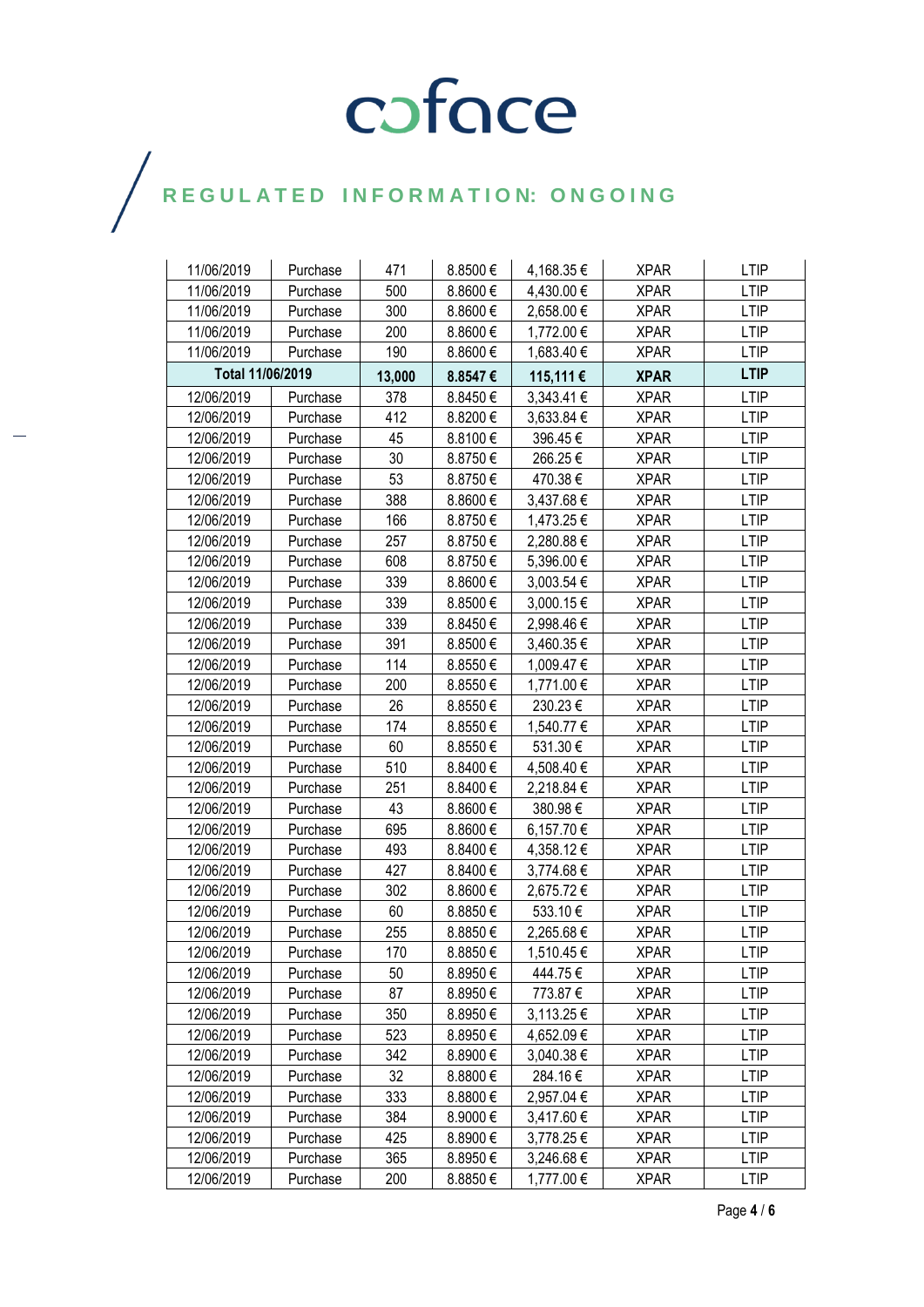# coface

## REGULATED INFORMATION: ONGOING

| | | | | | | |
|---|---|---|---|---|---|---|
| 11/06/2019 | Purchase | 471 | 8.8500 € | 4,168.35 € | XPAR | LTIP |
| 11/06/2019 | Purchase | 500 | 8.8600 € | 4,430.00 € | XPAR | LTIP |
| 11/06/2019 | Purchase | 300 | 8.8600 € | 2,658.00 € | XPAR | LTIP |
| 11/06/2019 | Purchase | 200 | 8.8600 € | 1,772.00 € | XPAR | LTIP |
| 11/06/2019 | Purchase | 190 | 8.8600 € | 1,683.40 € | XPAR | LTIP |
| **Total 11/06/2019** | | **13,000** | **8.8547 €** | **115,111 €** | **XPAR** | **LTIP** |
| 12/06/2019 | Purchase | 378 | 8.8450 € | 3,343.41 € | XPAR | LTIP |
| 12/06/2019 | Purchase | 412 | 8.8200 € | 3,633.84 € | XPAR | LTIP |
| 12/06/2019 | Purchase | 45 | 8.8100 € | 396.45 € | XPAR | LTIP |
| 12/06/2019 | Purchase | 30 | 8.8750 € | 266.25 € | XPAR | LTIP |
| 12/06/2019 | Purchase | 53 | 8.8750 € | 470.38 € | XPAR | LTIP |
| 12/06/2019 | Purchase | 388 | 8.8600 € | 3,437.68 € | XPAR | LTIP |
| 12/06/2019 | Purchase | 166 | 8.8750 € | 1,473.25 € | XPAR | LTIP |
| 12/06/2019 | Purchase | 257 | 8.8750 € | 2,280.88 € | XPAR | LTIP |
| 12/06/2019 | Purchase | 608 | 8.8750 € | 5,396.00 € | XPAR | LTIP |
| 12/06/2019 | Purchase | 339 | 8.8600 € | 3,003.54 € | XPAR | LTIP |
| 12/06/2019 | Purchase | 339 | 8.8500 € | 3,000.15 € | XPAR | LTIP |
| 12/06/2019 | Purchase | 339 | 8.8450 € | 2,998.46 € | XPAR | LTIP |
| 12/06/2019 | Purchase | 391 | 8.8500 € | 3,460.35 € | XPAR | LTIP |
| 12/06/2019 | Purchase | 114 | 8.8550 € | 1,009.47 € | XPAR | LTIP |
| 12/06/2019 | Purchase | 200 | 8.8550 € | 1,771.00 € | XPAR | LTIP |
| 12/06/2019 | Purchase | 26 | 8.8550 € | 230.23 € | XPAR | LTIP |
| 12/06/2019 | Purchase | 174 | 8.8550 € | 1,540.77 € | XPAR | LTIP |
| 12/06/2019 | Purchase | 60 | 8.8550 € | 531.30 € | XPAR | LTIP |
| 12/06/2019 | Purchase | 510 | 8.8400 € | 4,508.40 € | XPAR | LTIP |
| 12/06/2019 | Purchase | 251 | 8.8400 € | 2,218.84 € | XPAR | LTIP |
| 12/06/2019 | Purchase | 43 | 8.8600 € | 380.98 € | XPAR | LTIP |
| 12/06/2019 | Purchase | 695 | 8.8600 € | 6,157.70 € | XPAR | LTIP |
| 12/06/2019 | Purchase | 493 | 8.8400 € | 4,358.12 € | XPAR | LTIP |
| 12/06/2019 | Purchase | 427 | 8.8400 € | 3,774.68 € | XPAR | LTIP |
| 12/06/2019 | Purchase | 302 | 8.8600 € | 2,675.72 € | XPAR | LTIP |
| 12/06/2019 | Purchase | 60 | 8.8850 € | 533.10 € | XPAR | LTIP |
| 12/06/2019 | Purchase | 255 | 8.8850 € | 2,265.68 € | XPAR | LTIP |
| 12/06/2019 | Purchase | 170 | 8.8850 € | 1,510.45 € | XPAR | LTIP |
| 12/06/2019 | Purchase | 50 | 8.8950 € | 444.75 € | XPAR | LTIP |
| 12/06/2019 | Purchase | 87 | 8.8950 € | 773.87 € | XPAR | LTIP |
| 12/06/2019 | Purchase | 350 | 8.8950 € | 3,113.25 € | XPAR | LTIP |
| 12/06/2019 | Purchase | 523 | 8.8950 € | 4,652.09 € | XPAR | LTIP |
| 12/06/2019 | Purchase | 342 | 8.8900 € | 3,040.38 € | XPAR | LTIP |
| 12/06/2019 | Purchase | 32 | 8.8800 € | 284.16 € | XPAR | LTIP |
| 12/06/2019 | Purchase | 333 | 8.8800 € | 2,957.04 € | XPAR | LTIP |
| 12/06/2019 | Purchase | 384 | 8.9000 € | 3,417.60 € | XPAR | LTIP |
| 12/06/2019 | Purchase | 425 | 8.8900 € | 3,778.25 € | XPAR | LTIP |
| 12/06/2019 | Purchase | 365 | 8.8950 € | 3,246.68 € | XPAR | LTIP |
| 12/06/2019 | Purchase | 200 | 8.8850 € | 1,777.00 € | XPAR | LTIP |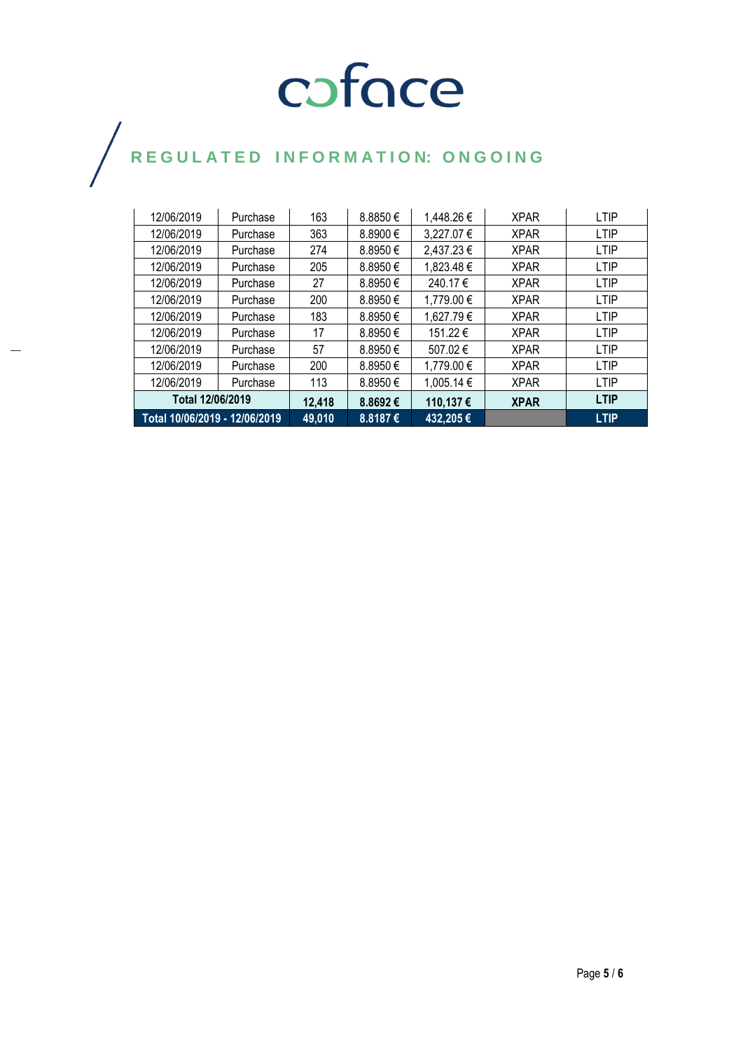# REGULATED INFORMATION: ONGOING

| 12/06/2019 | Purchase | 163 | 8.8850 € | 1,448.26 € | XPAR | LTIP |
|---|---|---|---|---|---|---|
| 12/06/2019 | Purchase | 363 | 8.8900 € | 3,227.07 € | XPAR | LTIP |
| 12/06/2019 | Purchase | 274 | 8.8950 € | 2,437.23 € | XPAR | LTIP |
| 12/06/2019 | Purchase | 205 | 8.8950 € | 1,823.48 € | XPAR | LTIP |
| 12/06/2019 | Purchase | 27 | 8.8950 € | 240.17 € | XPAR | LTIP |
| 12/06/2019 | Purchase | 200 | 8.8950 € | 1,779.00 € | XPAR | LTIP |
| 12/06/2019 | Purchase | 183 | 8.8950 € | 1,627.79 € | XPAR | LTIP |
| 12/06/2019 | Purchase | 17 | 8.8950 € | 151.22 € | XPAR | LTIP |
| 12/06/2019 | Purchase | 57 | 8.8950 € | 507.02 € | XPAR | LTIP |
| 12/06/2019 | Purchase | 200 | 8.8950 € | 1,779.00 € | XPAR | LTIP |
| 12/06/2019 | Purchase | 113 | 8.8950 € | 1,005.14 € | XPAR | LTIP |
| **Total 12/06/2019** | | **12,418** | **8.8692 €** | **110,137 €** | **XPAR** | **LTIP** |
| **Total 10/06/2019 - 12/06/2019** | | **49,010** | **8.8187 €** | **432,205 €** | | **LTIP** |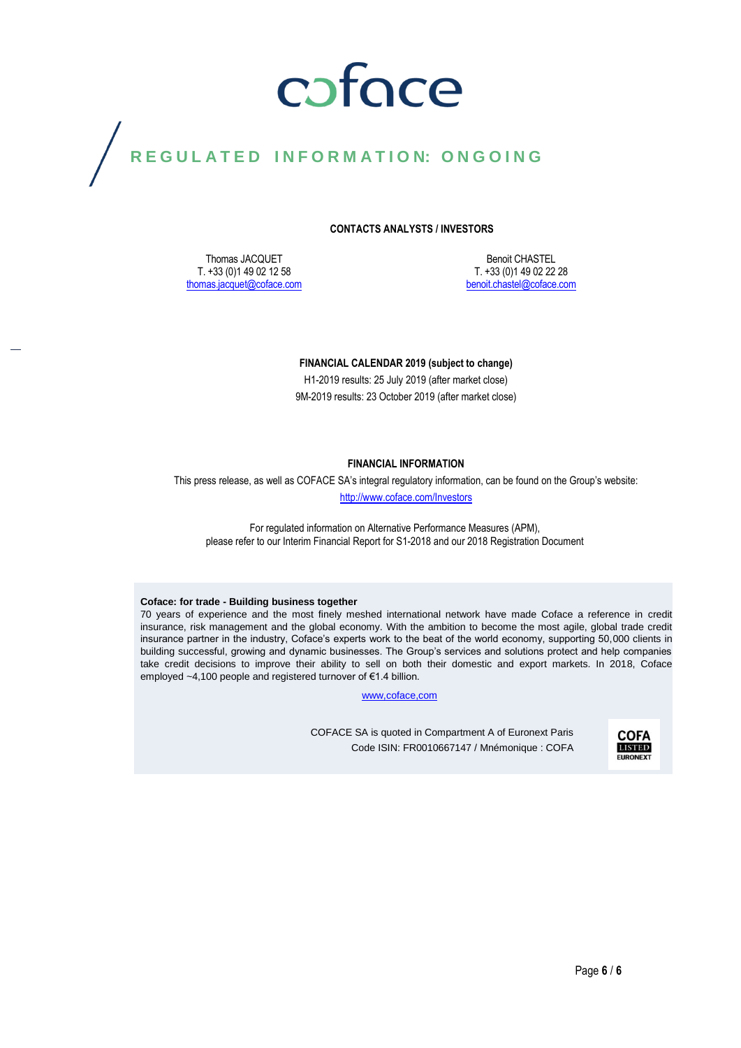coface

# REGULATED INFORMATION: ONGOING

**CONTACTS ANALYSTS / INVESTORS**

Thomas JACQUET
T. +33 (0)1 49 02 12 58
thomas.jacquet@coface.com

Benoit CHASTEL
T. +33 (0)1 49 02 22 28
benoit.chastel@coface.com

**FINANCIAL CALENDAR 2019 (subject to change)**

H1-2019 results: 25 July 2019 (after market close)
9M-2019 results: 23 October 2019 (after market close)

**FINANCIAL INFORMATION**

This press release, as well as COFACE SA's integral regulatory information, can be found on the Group's website: http://www.coface.com/Investors

For regulated information on Alternative Performance Measures (APM), please refer to our Interim Financial Report for S1-2018 and our 2018 Registration Document

**Coface: for trade - Building business together**

70 years of experience and the most finely meshed international network have made Coface a reference in credit insurance, risk management and the global economy. With the ambition to become the most agile, global trade credit insurance partner in the industry, Coface's experts work to the beat of the world economy, supporting 50,000 clients in building successful, growing and dynamic businesses. The Group's services and solutions protect and help companies take credit decisions to improve their ability to sell on both their domestic and export markets. In 2018, Coface employed ~4,100 people and registered turnover of €1.4 billion.

www,coface,com

COFACE SA is quoted in Compartment A of Euronext Paris
Code ISIN: FR0010667147 / Mnémonique : COFA

COFA LISTED EURONEXT